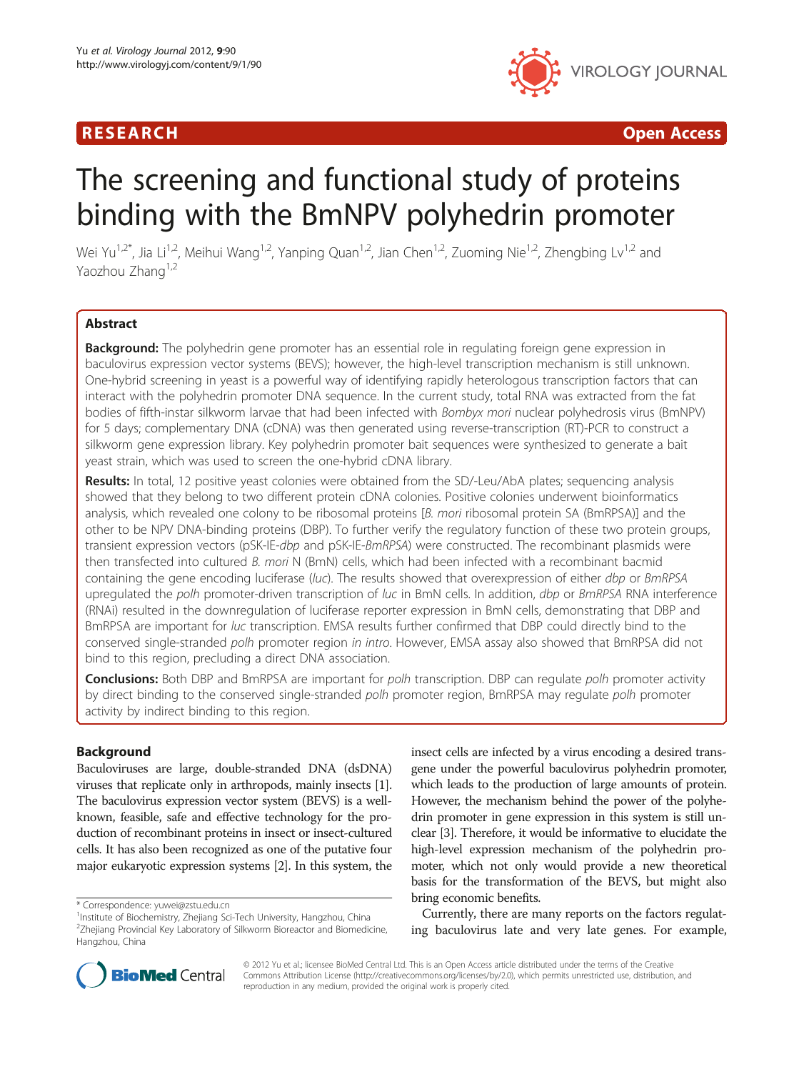RESEARCH Open Access

# The screening and functional study of proteins binding with the BmNPV polyhedrin promoter

Wei Yu[1,2*], Jia Li[1,2], Meihui Wang[1,2], Yanping Quan[1,2], Jian Chen[1,2], Zuoming Nie[1,2], Zhengbing Lv[1,2] and Yaozhou Zhang[1,2]

## Abstract

**Background:** The polyhedrin gene promoter has an essential role in regulating foreign gene expression in baculovirus expression vector systems (BEVS); however, the high-level transcription mechanism is still unknown. One-hybrid screening in yeast is a powerful way of identifying rapidly heterologous transcription factors that can interact with the polyhedrin promoter DNA sequence. In the current study, total RNA was extracted from the fat bodies of fifth-instar silkworm larvae that had been infected with *Bombyx mori* nuclear polyhedrosis virus (BmNPV) for 5 days; complementary DNA (cDNA) was then generated using reverse-transcription (RT)-PCR to construct a silkworm gene expression library. Key polyhedrin promoter bait sequences were synthesized to generate a bait yeast strain, which was used to screen the one-hybrid cDNA library.

**Results:** In total, 12 positive yeast colonies were obtained from the SD/-Leu/AbA plates; sequencing analysis showed that they belong to two different protein cDNA colonies. Positive colonies underwent bioinformatics analysis, which revealed one colony to be ribosomal proteins [*B. mori* ribosomal protein SA (BmRPSA)] and the other to be NPV DNA-binding proteins (DBP). To further verify the regulatory function of these two protein groups, transient expression vectors (pSK-IE-*dbp* and pSK-IE-*BmRPSA*) were constructed. The recombinant plasmids were then transfected into cultured *B. mori* N (BmN) cells, which had been infected with a recombinant bacmid containing the gene encoding luciferase (*luc*). The results showed that overexpression of either *dbp* or *BmRPSA* upregulated the *polh* promoter-driven transcription of *luc* in BmN cells. In addition, *dbp* or *BmRPSA* RNA interference (RNAi) resulted in the downregulation of luciferase reporter expression in BmN cells, demonstrating that DBP and BmRPSA are important for *luc* transcription. EMSA results further confirmed that DBP could directly bind to the conserved single-stranded *polh* promoter region *in intro*. However, EMSA assay also showed that BmRPSA did not bind to this region, precluding a direct DNA association.

**Conclusions:** Both DBP and BmRPSA are important for *polh* transcription. DBP can regulate *polh* promoter activity by direct binding to the conserved single-stranded *polh* promoter region, BmRPSA may regulate *polh* promoter activity by indirect binding to this region.

## Background

Baculoviruses are large, double-stranded DNA (dsDNA) viruses that replicate only in arthropods, mainly insects [1]. The baculovirus expression vector system (BEVS) is a well-known, feasible, safe and effective technology for the production of recombinant proteins in insect or insect-cultured cells. It has also been recognized as one of the putative four major eukaryotic expression systems [2]. In this system, the insect cells are infected by a virus encoding a desired transgene under the powerful baculovirus polyhedrin promoter, which leads to the production of large amounts of protein. However, the mechanism behind the power of the polyhedrin promoter in gene expression in this system is still unclear [3]. Therefore, it would be informative to elucidate the high-level expression mechanism of the polyhedrin promoter, which not only would provide a new theoretical basis for the transformation of the BEVS, but also might also bring economic benefits.

Currently, there are many reports on the factors regulating baculovirus late and very late genes. For example,

* Correspondence: yuwei@zstu.edu.cn
[1]Institute of Biochemistry, Zhejiang Sci-Tech University, Hangzhou, China
[2]Zhejiang Provincial Key Laboratory of Silkworm Bioreactor and Biomedicine, Hangzhou, China

© 2012 Yu et al.; licensee BioMed Central Ltd. This is an Open Access article distributed under the terms of the Creative Commons Attribution License (http://creativecommons.org/licenses/by/2.0), which permits unrestricted use, distribution, and reproduction in any medium, provided the original work is properly cited.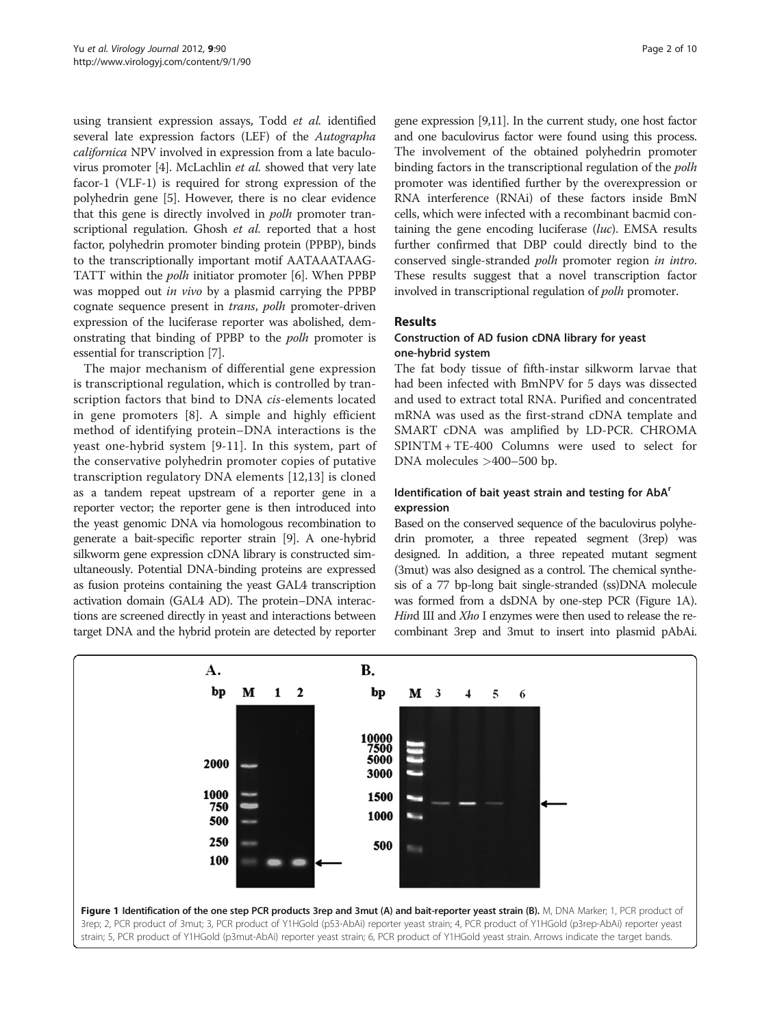using transient expression assays, Todd *et al.* identified several late expression factors (LEF) of the *Autographa californica* NPV involved in expression from a late baculovirus promoter [4]. McLachlin *et al.* showed that very late facor-1 (VLF-1) is required for strong expression of the polyhedrin gene [5]. However, there is no clear evidence that this gene is directly involved in *polh* promoter transcriptional regulation. Ghosh *et al.* reported that a host factor, polyhedrin promoter binding protein (PPBP), binds to the transcriptionally important motif AATAAATAAGTATT within the *polh* initiator promoter [6]. When PPBP was mopped out *in vivo* by a plasmid carrying the PPBP cognate sequence present in *trans*, *polh* promoter-driven expression of the luciferase reporter was abolished, demonstrating that binding of PPBP to the *polh* promoter is essential for transcription [7].

The major mechanism of differential gene expression is transcriptional regulation, which is controlled by transcription factors that bind to DNA *cis*-elements located in gene promoters [8]. A simple and highly efficient method of identifying protein–DNA interactions is the yeast one-hybrid system [9-11]. In this system, part of the conservative polyhedrin promoter copies of putative transcription regulatory DNA elements [12,13] is cloned as a tandem repeat upstream of a reporter gene in a reporter vector; the reporter gene is then introduced into the yeast genomic DNA via homologous recombination to generate a bait-specific reporter strain [9]. A one-hybrid silkworm gene expression cDNA library is constructed simultaneously. Potential DNA-binding proteins are expressed as fusion proteins containing the yeast GAL4 transcription activation domain (GAL4 AD). The protein–DNA interactions are screened directly in yeast and interactions between target DNA and the hybrid protein are detected by reporter gene expression [9,11]. In the current study, one host factor and one baculovirus factor were found using this process. The involvement of the obtained polyhedrin promoter binding factors in the transcriptional regulation of the *polh* promoter was identified further by the overexpression or RNA interference (RNAi) of these factors inside BmN cells, which were infected with a recombinant bacmid containing the gene encoding luciferase (*luc*). EMSA results further confirmed that DBP could directly bind to the conserved single-stranded *polh* promoter region *in intro*. These results suggest that a novel transcription factor involved in transcriptional regulation of *polh* promoter.

## Results

### Construction of AD fusion cDNA library for yeast one-hybrid system

The fat body tissue of fifth-instar silkworm larvae that had been infected with BmNPV for 5 days was dissected and used to extract total RNA. Purified and concentrated mRNA was used as the first-strand cDNA template and SMART cDNA was amplified by LD-PCR. CHROMA SPINTM + TE-400 Columns were used to select for DNA molecules >400–500 bp.

### Identification of bait yeast strain and testing for AbA$^r$ expression

Based on the conserved sequence of the baculovirus polyhedrin promoter, a three repeated segment (3rep) was designed. In addition, a three repeated mutant segment (3mut) was also designed as a control. The chemical synthesis of a 77 bp-long bait single-stranded (ss)DNA molecule was formed from a dsDNA by one-step PCR (Figure 1A). *Hin*d III and *Xho* I enzymes were then used to release the recombinant 3rep and 3mut to insert into plasmid pAbAi.

**Figure 1 Identification of the one step PCR products 3rep and 3mut (A) and bait-reporter yeast strain (B).** M, DNA Marker; 1, PCR product of 3rep; 2, PCR product of 3mut; 3, PCR product of Y1HGold (p53-AbAi) reporter yeast strain; 4, PCR product of Y1HGold (p3rep-AbAi) reporter yeast strain; 5, PCR product of Y1HGold (p3mut-AbAi) reporter yeast strain; 6, PCR product of Y1HGold yeast strain. Arrows indicate the target bands.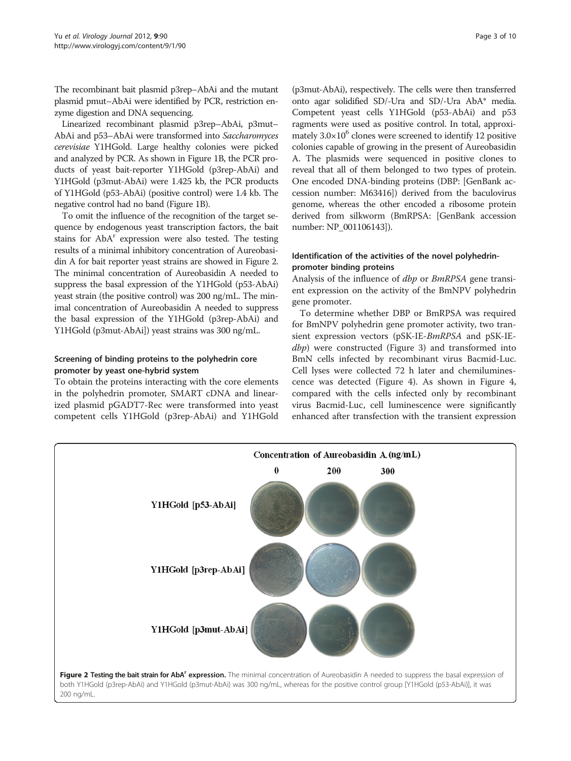The recombinant bait plasmid p3rep–AbAi and the mutant plasmid pmut–AbAi were identified by PCR, restriction enzyme digestion and DNA sequencing.

Linearized recombinant plasmid p3rep–AbAi, p3mut–AbAi and p53–AbAi were transformed into *Saccharomyces cerevisiae* Y1HGold. Large healthy colonies were picked and analyzed by PCR. As shown in Figure 1B, the PCR products of yeast bait-reporter Y1HGold (p3rep-AbAi) and Y1HGold (p3mut-AbAi) were 1.425 kb, the PCR products of Y1HGold (p53-AbAi) (positive control) were 1.4 kb. The negative control had no band (Figure 1B).

To omit the influence of the recognition of the target sequence by endogenous yeast transcription factors, the bait stains for AbA$^r$ expression were also tested. The testing results of a minimal inhibitory concentration of Aureobasidin A for bait reporter yeast strains are showed in Figure 2. The minimal concentration of Aureobasidin A needed to suppress the basal expression of the Y1HGold (p53-AbAi) yeast strain (the positive control) was 200 ng/mL. The minimal concentration of Aureobasidin A needed to suppress the basal expression of the Y1HGold (p3rep-AbAi) and Y1HGold (p3mut-AbAi]) yeast strains was 300 ng/mL.

### Screening of binding proteins to the polyhedrin core promoter by yeast one-hybrid system

To obtain the proteins interacting with the core elements in the polyhedrin promoter, SMART cDNA and linearized plasmid pGADT7-Rec were transformed into yeast competent cells Y1HGold (p3rep-AbAi) and Y1HGold (p3mut-AbAi), respectively. The cells were then transferred onto agar solidified SD/-Ura and SD/-Ura AbA* media. Competent yeast cells Y1HGold (p53-AbAi) and p53 ragments were used as positive control. In total, approximately $3.0\times10^6$ clones were screened to identify 12 positive colonies capable of growing in the present of Aureobasidin A. The plasmids were sequenced in positive clones to reveal that all of them belonged to two types of protein. One encoded DNA-binding proteins (DBP: [GenBank accession number: M63416]) derived from the baculovirus genome, whereas the other encoded a ribosome protein derived from silkworm (BmRPSA: [GenBank accession number: NP_001106143]).

### Identification of the activities of the novel polyhedrin-promoter binding proteins

Analysis of the influence of *dbp* or *BmRPSA* gene transient expression on the activity of the BmNPV polyhedrin gene promoter.

To determine whether DBP or BmRPSA was required for BmNPV polyhedrin gene promoter activity, two transient expression vectors (pSK-IE-*BmRPSA* and pSK-IE-*dbp*) were constructed (Figure 3) and transformed into BmN cells infected by recombinant virus Bacmid-Luc. Cell lyses were collected 72 h later and chemiluminescence was detected (Figure 4). As shown in Figure 4, compared with the cells infected only by recombinant virus Bacmid-Luc, cell luminescence were significantly enhanced after transfection with the transient expression

**Figure 2 Testing the bait strain for AbA$^r$ expression.** The minimal concentration of Aureobasidin A needed to suppress the basal expression of both Y1HGold (p3rep-AbAi) and Y1HGold (p3mut-AbAi) was 300 ng/mL, whereas for the positive control group [Y1HGold (p53-AbAi)], it was 200 ng/mL.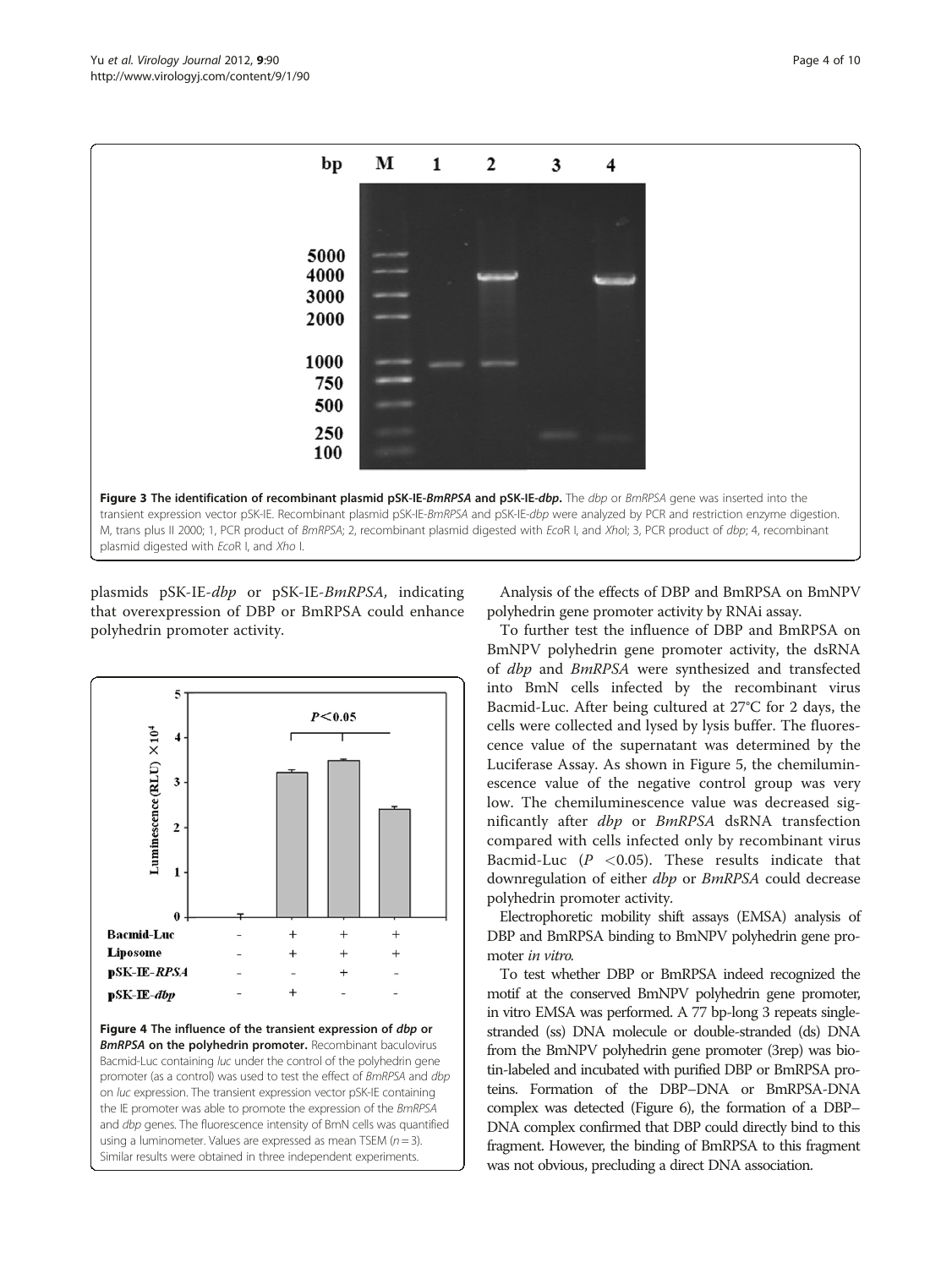**Figure 3 The identification of recombinant plasmid pSK-IE-*BmRPSA* and pSK-IE-*dbp*.** The *dbp* or *BmRPSA* gene was inserted into the transient expression vector pSK-IE. Recombinant plasmid pSK-IE-*BmRPSA* and pSK-IE-*dbp* were analyzed by PCR and restriction enzyme digestion. M, trans plus II 2000; 1, PCR product of *BmRPSA*; 2, recombinant plasmid digested with *Eco*R I, and *Xho*I; 3, PCR product of *dbp*; 4, recombinant plasmid digested with *Eco*R I, and *Xho* I.

plasmids pSK-IE-*dbp* or pSK-IE-*BmRPSA*, indicating that overexpression of DBP or BmRPSA could enhance polyhedrin promoter activity.

**Figure 4 The influence of the transient expression of *dbp* or *BmRPSA* on the polyhedrin promoter.** Recombinant baculovirus Bacmid-Luc containing *luc* under the control of the polyhedrin gene promoter (as a control) was used to test the effect of *BmRPSA* and *dbp* on *luc* expression. The transient expression vector pSK-IE containing the IE promoter was able to promote the expression of the *BmRPSA* and *dbp* genes. The fluorescence intensity of BmN cells was quantified using a luminometer. Values are expressed as mean TSEM ($n = 3$). Similar results were obtained in three independent experiments.

Analysis of the effects of DBP and BmRPSA on BmNPV polyhedrin gene promoter activity by RNAi assay.

To further test the influence of DBP and BmRPSA on BmNPV polyhedrin gene promoter activity, the dsRNA of *dbp* and *BmRPSA* were synthesized and transfected into BmN cells infected by the recombinant virus Bacmid-Luc. After being cultured at 27°C for 2 days, the cells were collected and lysed by lysis buffer. The fluorescence value of the supernatant was determined by the Luciferase Assay. As shown in Figure 5, the chemiluminescence value of the negative control group was very low. The chemiluminescence value was decreased significantly after *dbp* or *BmRPSA* dsRNA transfection compared with cells infected only by recombinant virus Bacmid-Luc ($P < 0.05$). These results indicate that downregulation of either *dbp* or *BmRPSA* could decrease polyhedrin promoter activity.

Electrophoretic mobility shift assays (EMSA) analysis of DBP and BmRPSA binding to BmNPV polyhedrin gene promoter *in vitro*.

To test whether DBP or BmRPSA indeed recognized the motif at the conserved BmNPV polyhedrin gene promoter, in vitro EMSA was performed. A 77 bp-long 3 repeats single-stranded (ss) DNA molecule or double-stranded (ds) DNA from the BmNPV polyhedrin gene promoter (3rep) was biotin-labeled and incubated with purified DBP or BmRPSA proteins. Formation of the DBP–DNA or BmRPSA-DNA complex was detected (Figure 6), the formation of a DBP–DNA complex confirmed that DBP could directly bind to this fragment. However, the binding of BmRPSA to this fragment was not obvious, precluding a direct DNA association.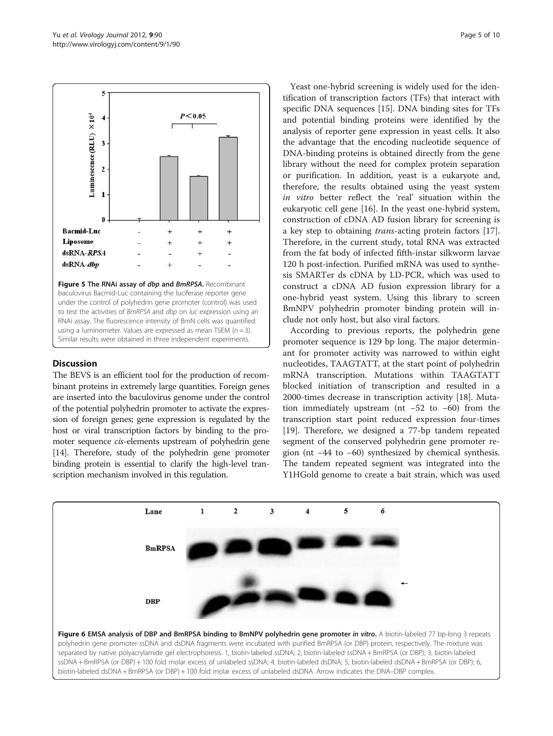**Figure 5 The RNAi assay of *dbp* and *BmRPSA*.** Recombinant baculovirus Bacmid-Luc containing the luciferase reporter gene under the control of polyhedrin gene promoter (control) was used to test the activities of *BmRPSA* and *dbp* on *luc* expression using an RNAi assay. The fluorescence intensity of BmN cells was quantified using a luminometer. Values are expressed as mean TSEM ($n = 3$). Similar results were obtained in three independent experiments.

## Discussion

The BEVS is an efficient tool for the production of recombinant proteins in extremely large quantities. Foreign genes are inserted into the baculovirus genome under the control of the potential polyhedrin promoter to activate the expression of foreign genes; gene expression is regulated by the host or viral transcription factors by binding to the promoter sequence *cis*-elements upstream of polyhedrin gene [14]. Therefore, study of the polyhedrin gene promoter binding protein is essential to clarify the high-level transcription mechanism involved in this regulation.

Yeast one-hybrid screening is widely used for the identification of transcription factors (TFs) that interact with specific DNA sequences [15]. DNA binding sites for TFs and potential binding proteins were identified by the analysis of reporter gene expression in yeast cells. It also the advantage that the encoding nucleotide sequence of DNA-binding proteins is obtained directly from the gene library without the need for complex protein separation or purification. In addition, yeast is a eukaryote and, therefore, the results obtained using the yeast system *in vitro* better reflect the 'real' situation within the eukaryotic cell gene [16]. In the yeast one-hybrid system, construction of cDNA AD fusion library for screening is a key step to obtaining *trans*-acting protein factors [17]. Therefore, in the current study, total RNA was extracted from the fat body of infected fifth-instar silkworm larvae 120 h post-infection. Purified mRNA was used to synthesis SMARTer ds cDNA by LD-PCR, which was used to construct a cDNA AD fusion expression library for a one-hybrid yeast system. Using this library to screen BmNPV polyhedrin promoter binding protein will include not only host, but also viral factors.

According to previous reports, the polyhedrin gene promoter sequence is 129 bp long. The major determinant for promoter activity was narrowed to within eight nucleotides, TAAGTATT, at the start point of polyhedrin mRNA transcription. Mutations within TAAGTATT blocked initiation of transcription and resulted in a 2000-times decrease in transcription activity [18]. Mutation immediately upstream (nt −52 to −60) from the transcription start point reduced expression four-times [19]. Therefore, we designed a 77-bp tandem repeated segment of the conserved polyhedrin gene promoter region (nt −44 to −60) synthesized by chemical synthesis. The tandem repeated segment was integrated into the Y1HGold genome to create a bait strain, which was used

**Figure 6 EMSA analysis of DBP and BmRPSA binding to BmNPV polyhedrin gene promoter *in vitro*.** A biotin-labeled 77 bp-long 3 repeats polyhedrin gene promoter ssDNA and dsDNA fragments were incubated with purified BmRPSA (or DBP) protein, respectively. The mixture was separated by native polyacrylamide gel electrophoresis. 1, biotin-labeled ssDNA; 2, biotin-labeled ssDNA + BmRPSA (or DBP); 3, biotin-labeled ssDNA + BmRPSA (or DBP) + 100 fold molar excess of unlabeled ssDNA; 4, biotin-labeled dsDNA; 5, biotin-labeled dsDNA + BmRPSA (or DBP); 6, biotin-labeled dsDNA + BmRPSA (or DBP) + 100 fold molar excess of unlabeled dsDNA. Arrow indicates the DNA–DBP complex.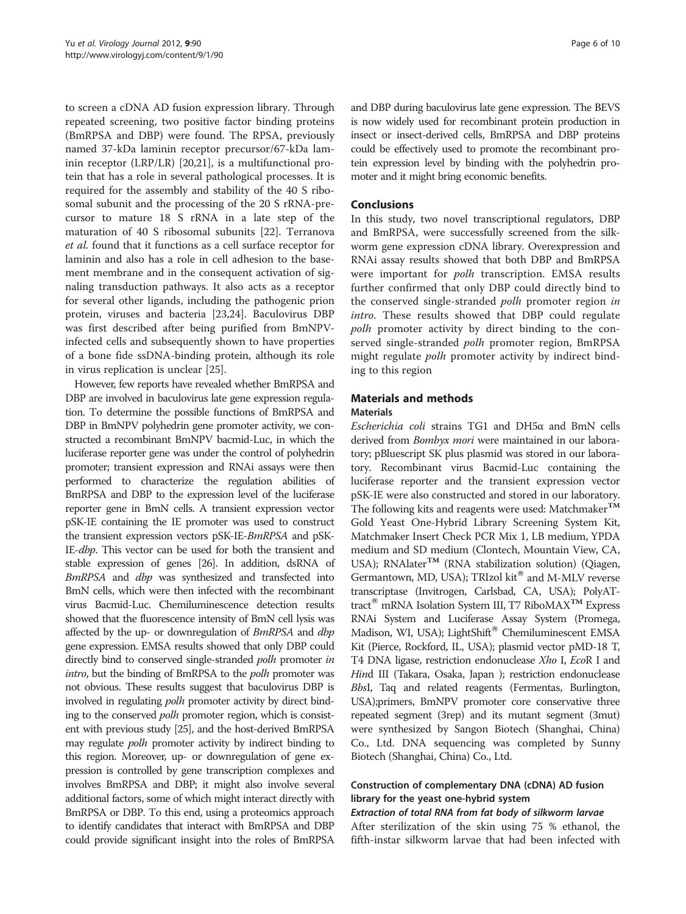to screen a cDNA AD fusion expression library. Through repeated screening, two positive factor binding proteins (BmRPSA and DBP) were found. The RPSA, previously named 37-kDa laminin receptor precursor/67-kDa laminin receptor (LRP/LR) [20,21], is a multifunctional protein that has a role in several pathological processes. It is required for the assembly and stability of the 40 S ribosomal subunit and the processing of the 20 S rRNA-precursor to mature 18 S rRNA in a late step of the maturation of 40 S ribosomal subunits [22]. Terranova *et al.* found that it functions as a cell surface receptor for laminin and also has a role in cell adhesion to the basement membrane and in the consequent activation of signaling transduction pathways. It also acts as a receptor for several other ligands, including the pathogenic prion protein, viruses and bacteria [23,24]. Baculovirus DBP was first described after being purified from BmNPV-infected cells and subsequently shown to have properties of a bone fide ssDNA-binding protein, although its role in virus replication is unclear [25].

However, few reports have revealed whether BmRPSA and DBP are involved in baculovirus late gene expression regulation. To determine the possible functions of BmRPSA and DBP in BmNPV polyhedrin gene promoter activity, we constructed a recombinant BmNPV bacmid-Luc, in which the luciferase reporter gene was under the control of polyhedrin promoter; transient expression and RNAi assays were then performed to characterize the regulation abilities of BmRPSA and DBP to the expression level of the luciferase reporter gene in BmN cells. A transient expression vector pSK-IE containing the IE promoter was used to construct the transient expression vectors pSK-IE-*BmRPSA* and pSK-IE-*dbp*. This vector can be used for both the transient and stable expression of genes [26]. In addition, dsRNA of *BmRPSA* and *dbp* was synthesized and transfected into BmN cells, which were then infected with the recombinant virus Bacmid-Luc. Chemiluminescence detection results showed that the fluorescence intensity of BmN cell lysis was affected by the up- or downregulation of *BmRPSA* and *dbp* gene expression. EMSA results showed that only DBP could directly bind to conserved single-stranded *polh* promoter *in intro*, but the binding of BmRPSA to the *polh* promoter was not obvious. These results suggest that baculovirus DBP is involved in regulating *polh* promoter activity by direct binding to the conserved *polh* promoter region, which is consistent with previous study [25], and the host-derived BmRPSA may regulate *polh* promoter activity by indirect binding to this region. Moreover, up- or downregulation of gene expression is controlled by gene transcription complexes and involves BmRPSA and DBP; it might also involve several additional factors, some of which might interact directly with BmRPSA or DBP. To this end, using a proteomics approach to identify candidates that interact with BmRPSA and DBP could provide significant insight into the roles of BmRPSA and DBP during baculovirus late gene expression. The BEVS is now widely used for recombinant protein production in insect or insect-derived cells, BmRPSA and DBP proteins could be effectively used to promote the recombinant protein expression level by binding with the polyhedrin promoter and it might bring economic benefits.

## Conclusions

In this study, two novel transcriptional regulators, DBP and BmRPSA, were successfully screened from the silkworm gene expression cDNA library. Overexpression and RNAi assay results showed that both DBP and BmRPSA were important for *polh* transcription. EMSA results further confirmed that only DBP could directly bind to the conserved single-stranded *polh* promoter region *in intro*. These results showed that DBP could regulate *polh* promoter activity by direct binding to the conserved single-stranded *polh* promoter region, BmRPSA might regulate *polh* promoter activity by indirect binding to this region

## Materials and methods

### Materials

*Escherichia coli* strains TG1 and DH5α and BmN cells derived from *Bombyx mori* were maintained in our laboratory; pBluescript SK plus plasmid was stored in our laboratory. Recombinant virus Bacmid-Luc containing the luciferase reporter and the transient expression vector pSK-IE were also constructed and stored in our laboratory. The following kits and reagents were used: Matchmaker™ Gold Yeast One-Hybrid Library Screening System Kit, Matchmaker Insert Check PCR Mix 1, LB medium, YPDA medium and SD medium (Clontech, Mountain View, CA, USA); RNAlater™ (RNA stabilization solution) (Qiagen, Germantown, MD, USA); TRIzol kit® and M-MLV reverse transcriptase (Invitrogen, Carlsbad, CA, USA); PolyATtract® mRNA Isolation System III, T7 RiboMAX™ Express RNAi System and Luciferase Assay System (Promega, Madison, WI, USA); LightShift® Chemiluminescent EMSA Kit (Pierce, Rockford, IL, USA); plasmid vector pMD-18 T, T4 DNA ligase, restriction endonuclease *Xho* I, *Eco*R I and *Hin*d III (Takara, Osaka, Japan ); restriction endonuclease *Bbs*I, Taq and related reagents (Fermentas, Burlington, USA);primers, BmNPV promoter core conservative three repeated segment (3rep) and its mutant segment (3mut) were synthesized by Sangon Biotech (Shanghai, China) Co., Ltd. DNA sequencing was completed by Sunny Biotech (Shanghai, China) Co., Ltd.

### Construction of complementary DNA (cDNA) AD fusion library for the yeast one-hybrid system

#### *Extraction of total RNA from fat body of silkworm larvae*

After sterilization of the skin using 75 % ethanol, the fifth-instar silkworm larvae that had been infected with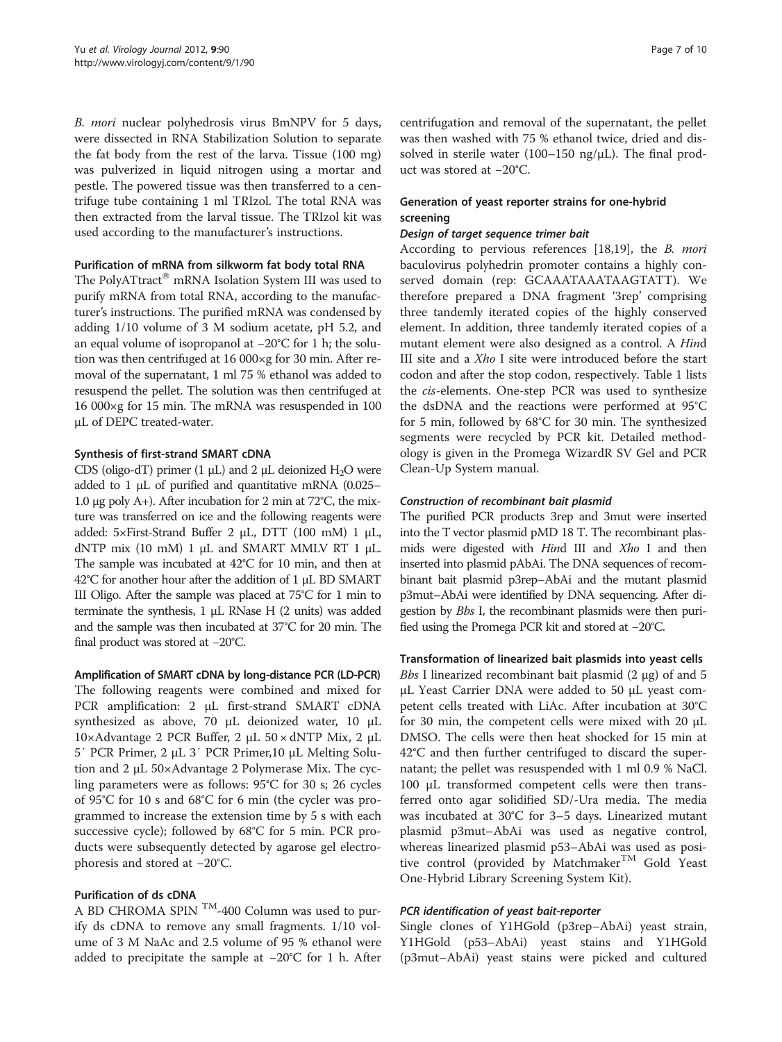*B. mori* nuclear polyhedrosis virus BmNPV for 5 days, were dissected in RNA Stabilization Solution to separate the fat body from the rest of the larva. Tissue (100 mg) was pulverized in liquid nitrogen using a mortar and pestle. The powered tissue was then transferred to a centrifuge tube containing 1 ml TRIzol. The total RNA was then extracted from the larval tissue. The TRIzol kit was used according to the manufacturer's instructions.

#### Purification of mRNA from silkworm fat body total RNA

The PolyATtract® mRNA Isolation System III was used to purify mRNA from total RNA, according to the manufacturer's instructions. The purified mRNA was condensed by adding 1/10 volume of 3 M sodium acetate, pH 5.2, and an equal volume of isopropanol at −20°C for 1 h; the solution was then centrifuged at 16 000×g for 30 min. After removal of the supernatant, 1 ml 75 % ethanol was added to resuspend the pellet. The solution was then centrifuged at 16 000×g for 15 min. The mRNA was resuspended in 100 μL of DEPC treated-water.

#### Synthesis of first-strand SMART cDNA

CDS (oligo-dT) primer (1 μL) and 2 μL deionized $H_2O$ were added to 1 μL of purified and quantitative mRNA (0.025–1.0 μg poly A+). After incubation for 2 min at 72°C, the mixture was transferred on ice and the following reagents were added: 5×First-Strand Buffer 2 μL, DTT (100 mM) 1 μL, dNTP mix (10 mM) 1 μL and SMART MMLV RT 1 μL. The sample was incubated at 42°C for 10 min, and then at 42°C for another hour after the addition of 1 μL BD SMART III Oligo. After the sample was placed at 75°C for 1 min to terminate the synthesis, 1 μL RNase H (2 units) was added and the sample was then incubated at 37°C for 20 min. The final product was stored at −20°C.

#### Amplification of SMART cDNA by long-distance PCR (LD-PCR)

The following reagents were combined and mixed for PCR amplification: 2 μL first-strand SMART cDNA synthesized as above, 70 μL deionized water, 10 μL 10×Advantage 2 PCR Buffer, 2 μL 50 × dNTP Mix, 2 μL 5′ PCR Primer, 2 μL 3′ PCR Primer,10 μL Melting Solution and 2 μL 50×Advantage 2 Polymerase Mix. The cycling parameters were as follows: 95°C for 30 s; 26 cycles of 95°C for 10 s and 68°C for 6 min (the cycler was programmed to increase the extension time by 5 s with each successive cycle); followed by 68°C for 5 min. PCR products were subsequently detected by agarose gel electrophoresis and stored at −20°C.

#### Purification of ds cDNA

A BD CHROMA SPIN ™-400 Column was used to purify ds cDNA to remove any small fragments. 1/10 volume of 3 M NaAc and 2.5 volume of 95 % ethanol were added to precipitate the sample at −20°C for 1 h. After centrifugation and removal of the supernatant, the pellet was then washed with 75 % ethanol twice, dried and dissolved in sterile water (100–150 ng/μL). The final product was stored at −20°C.

### Generation of yeast reporter strains for one-hybrid screening

#### *Design of target sequence trimer bait*

According to pervious references [18,19], the *B. mori* baculovirus polyhedrin promoter contains a highly conserved domain (rep: GCAAATAAATAAGTATT). We therefore prepared a DNA fragment '3rep' comprising three tandemly iterated copies of the highly conserved element. In addition, three tandemly iterated copies of a mutant element were also designed as a control. A *Hin*d III site and a *Xho* I site were introduced before the start codon and after the stop codon, respectively. Table 1 lists the *cis*-elements. One-step PCR was used to synthesize the dsDNA and the reactions were performed at 95°C for 5 min, followed by 68°C for 30 min. The synthesized segments were recycled by PCR kit. Detailed methodology is given in the Promega WizardR SV Gel and PCR Clean-Up System manual.

#### *Construction of recombinant bait plasmid*

The purified PCR products 3rep and 3mut were inserted into the T vector plasmid pMD 18 T. The recombinant plasmids were digested with *Hin*d III and *Xho* I and then inserted into plasmid pAbAi. The DNA sequences of recombinant bait plasmid p3rep–AbAi and the mutant plasmid p3mut–AbAi were identified by DNA sequencing. After digestion by *Bbs* I, the recombinant plasmids were then purified using the Promega PCR kit and stored at −20°C.

#### Transformation of linearized bait plasmids into yeast cells

*Bbs* I linearized recombinant bait plasmid (2 μg) of and 5 μL Yeast Carrier DNA were added to 50 μL yeast competent cells treated with LiAc. After incubation at 30°C for 30 min, the competent cells were mixed with 20 μL DMSO. The cells were then heat shocked for 15 min at 42°C and then further centrifuged to discard the supernatant; the pellet was resuspended with 1 ml 0.9 % NaCl. 100 μL transformed competent cells were then transferred onto agar solidified SD/-Ura media. The media was incubated at 30°C for 3–5 days. Linearized mutant plasmid p3mut–AbAi was used as negative control, whereas linearized plasmid p53–AbAi was used as positive control (provided by Matchmaker™ Gold Yeast One-Hybrid Library Screening System Kit).

#### *PCR identification of yeast bait-reporter*

Single clones of Y1HGold (p3rep–AbAi) yeast strain, Y1HGold (p53–AbAi) yeast stains and Y1HGold (p3mut–AbAi) yeast stains were picked and cultured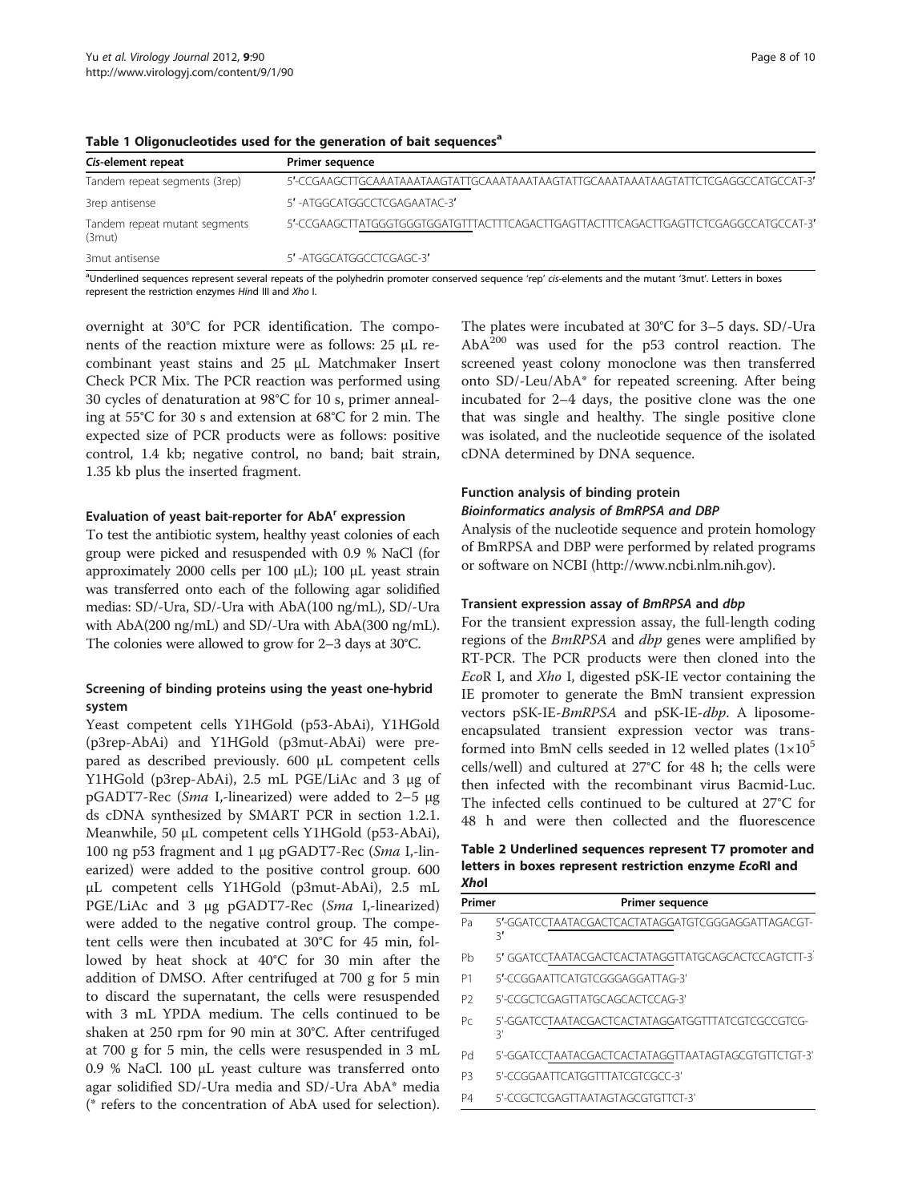**Table 1 Oligonucleotides used for the generation of bait sequences[a]**

| Cis-element repeat | Primer sequence |
| --- | --- |
| Tandem repeat segments (3rep) | 5'-CCGAAGCTTGCAAATAAATAAGTATTGCAAATAAATAAGTATTGCAAATAAATAAGTATTCTCGAGGCCATGCCAT-3' |
| 3rep antisense | 5' -ATGGCATGGCCTCGAGAATAC-3' |
| Tandem repeat mutant segments (3mut) | 5'-CCGAAGCTTATGGGTGGGTGGATGTTTACTTTCAGACTTGAGTTACTTTCAGACTTGAGTTCTCGAGGCCATGCCAT-3' |
| 3mut antisense | 5' -ATGGCATGGCCTCGAGC-3' |

[a]Underlined sequences represent several repeats of the polyhedrin promoter conserved sequence 'rep' cis-elements and the mutant '3mut'. Letters in boxes represent the restriction enzymes Hind III and Xho I.

overnight at 30°C for PCR identification. The components of the reaction mixture were as follows: 25 μL recombinant yeast stains and 25 μL Matchmaker Insert Check PCR Mix. The PCR reaction was performed using 30 cycles of denaturation at 98°C for 10 s, primer annealing at 55°C for 30 s and extension at 68°C for 2 min. The expected size of PCR products were as follows: positive control, 1.4 kb; negative control, no band; bait strain, 1.35 kb plus the inserted fragment.

#### Evaluation of yeast bait-reporter for $AbA^r$ expression

To test the antibiotic system, healthy yeast colonies of each group were picked and resuspended with 0.9 % NaCl (for approximately 2000 cells per 100 μL); 100 μL yeast strain was transferred onto each of the following agar solidified medias: SD/-Ura, SD/-Ura with AbA(100 ng/mL), SD/-Ura with AbA(200 ng/mL) and SD/-Ura with AbA(300 ng/mL). The colonies were allowed to grow for 2–3 days at 30°C.

### Screening of binding proteins using the yeast one-hybrid system

Yeast competent cells Y1HGold (p53-AbAi), Y1HGold (p3rep-AbAi) and Y1HGold (p3mut-AbAi) were prepared as described previously. 600 μL competent cells Y1HGold (p3rep-AbAi), 2.5 mL PGE/LiAc and 3 μg of pGADT7-Rec (*Sma* I,-linearized) were added to 2–5 μg ds cDNA synthesized by SMART PCR in section 1.2.1. Meanwhile, 50 μL competent cells Y1HGold (p53-AbAi), 100 ng p53 fragment and 1 μg pGADT7-Rec (*Sma* I,-linearized) were added to the positive control group. 600 μL competent cells Y1HGold (p3mut-AbAi), 2.5 mL PGE/LiAc and 3 μg pGADT7-Rec (*Sma* I,-linearized) were added to the negative control group. The competent cells were then incubated at 30°C for 45 min, followed by heat shock at 40°C for 30 min after the addition of DMSO. After centrifuged at 700 g for 5 min to discard the supernatant, the cells were resuspended with 3 mL YPDA medium. The cells continued to be shaken at 250 rpm for 90 min at 30°C. After centrifuged at 700 g for 5 min, the cells were resuspended in 3 mL 0.9 % NaCl. 100 μL yeast culture was transferred onto agar solidified SD/-Ura media and SD/-Ura AbA* media (* refers to the concentration of AbA used for selection). The plates were incubated at 30°C for 3–5 days. SD/-Ura $AbA^{200}$ was used for the p53 control reaction. The screened yeast colony monoclone was then transferred onto SD/-Leu/AbA* for repeated screening. After being incubated for 2–4 days, the positive clone was the one that was single and healthy. The single positive clone was isolated, and the nucleotide sequence of the isolated cDNA determined by DNA sequence.

### Function analysis of binding protein

#### *Bioinformatics analysis of BmRPSA and DBP*

Analysis of the nucleotide sequence and protein homology of BmRPSA and DBP were performed by related programs or software on NCBI (http://www.ncbi.nlm.nih.gov).

#### Transient expression assay of *BmRPSA* and *dbp*

For the transient expression assay, the full-length coding regions of the *BmRPSA* and *dbp* genes were amplified by RT-PCR. The PCR products were then cloned into the *Eco*R I, and *Xho* I, digested pSK-IE vector containing the IE promoter to generate the BmN transient expression vectors pSK-IE-*BmRPSA* and pSK-IE-*dbp*. A liposome-encapsulated transient expression vector was transformed into BmN cells seeded in 12 welled plates ($1 \times 10^5$ cells/well) and cultured at 27°C for 48 h; the cells were then infected with the recombinant virus Bacmid-Luc. The infected cells continued to be cultured at 27°C for 48 h and were then collected and the fluorescence

**Table 2 Underlined sequences represent T7 promoter and letters in boxes represent restriction enzyme *Eco*RI and *Xho*I**

| Primer | Primer sequence |
| --- | --- |
| Pa | 5'-GGATCCTAATACGACTCACTATAGGATGTCGGGAGGATTAGACGT-3' |
| Pb | 5' GGATCCTAATACGACTCACTATAGGTTATGCAGCACTCCAGTCTT-3' |
| P1 | 5'-CCGGAATTCATGTCGGGAGGATTAG-3' |
| P2 | 5'-CCGCTCGAGTTATGCAGCACTCCAG-3' |
| Pc | 5'-GGATCCTAATACGACTCACTATAGGATGGTTTATCGTCGCCGTCG-3' |
| Pd | 5'-GGATCCTAATACGACTCACTATAGGTTAATAGTAGCGTGTTCTGT-3' |
| P3 | 5'-CCGGAATTCATGGTTTATCGTCGCC-3' |
| P4 | 5'-CCGCTCGAGTTAATAGTAGCGTGTTCT-3' |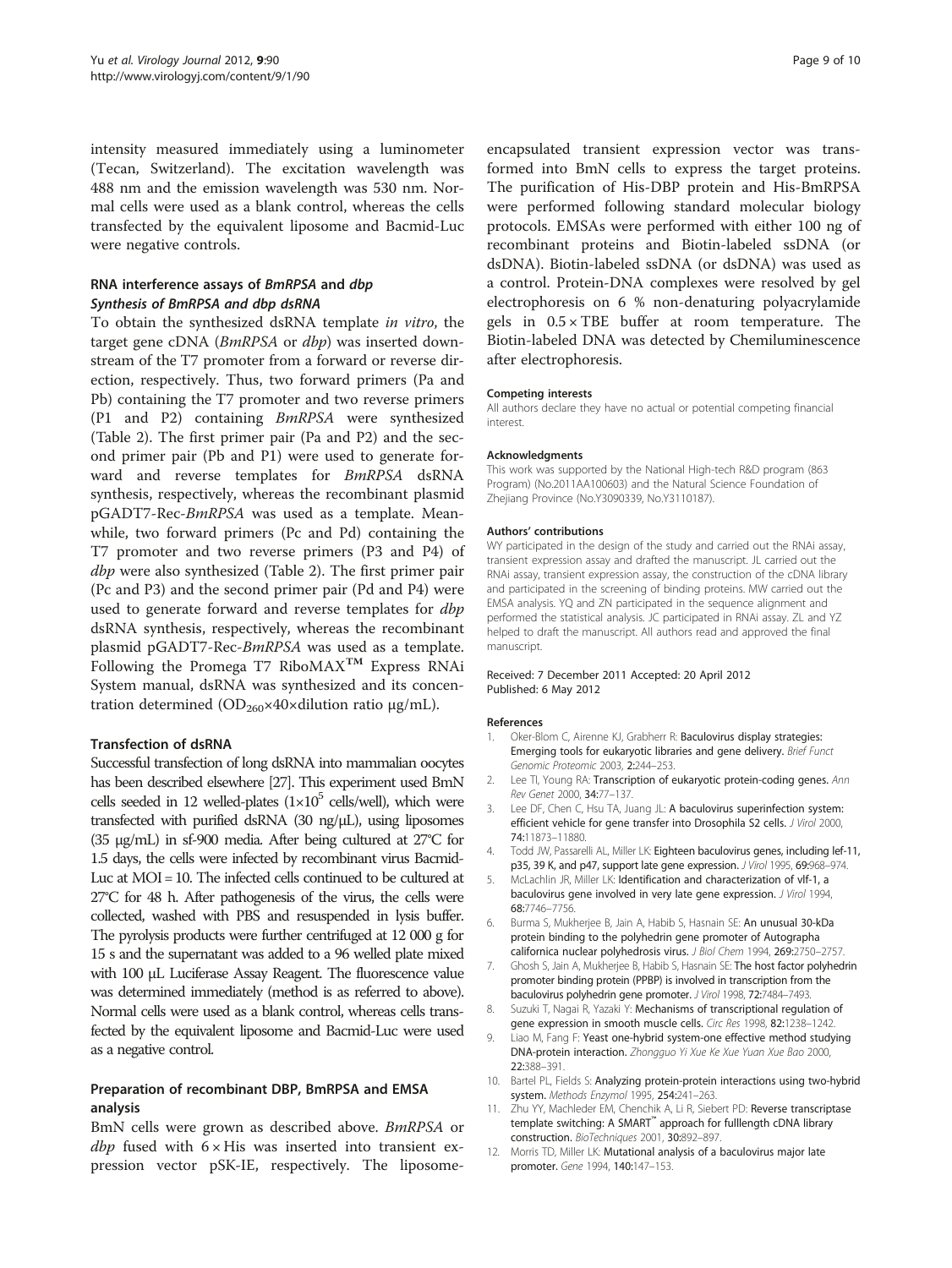intensity measured immediately using a luminometer (Tecan, Switzerland). The excitation wavelength was 488 nm and the emission wavelength was 530 nm. Normal cells were used as a blank control, whereas the cells transfected by the equivalent liposome and Bacmid-Luc were negative controls.

### RNA interference assays of *BmRPSA* and *dbp*

#### *Synthesis of BmRPSA and dbp dsRNA*

To obtain the synthesized dsRNA template *in vitro*, the target gene cDNA (*BmRPSA* or *dbp*) was inserted downstream of the T7 promoter from a forward or reverse direction, respectively. Thus, two forward primers (Pa and Pb) containing the T7 promoter and two reverse primers (P1 and P2) containing *BmRPSA* were synthesized (Table 2). The first primer pair (Pa and P2) and the second primer pair (Pb and P1) were used to generate forward and reverse templates for *BmRPSA* dsRNA synthesis, respectively, whereas the recombinant plasmid pGADT7-Rec-*BmRPSA* was used as a template. Meanwhile, two forward primers (Pc and Pd) containing the T7 promoter and two reverse primers (P3 and P4) of *dbp* were also synthesized (Table 2). The first primer pair (Pc and P3) and the second primer pair (Pd and P4) were used to generate forward and reverse templates for *dbp* dsRNA synthesis, respectively, whereas the recombinant plasmid pGADT7-Rec-*BmRPSA* was used as a template. Following the Promega T7 RiboMAX™ Express RNAi System manual, dsRNA was synthesized and its concentration determined ($OD_{260}$×40×dilution ratio μg/mL).

#### Transfection of dsRNA

Successful transfection of long dsRNA into mammalian oocytes has been described elsewhere [27]. This experiment used BmN cells seeded in 12 welled-plates ($1{\times}10^5$ cells/well), which were transfected with purified dsRNA (30 ng/μL), using liposomes (35 μg/mL) in sf-900 media. After being cultured at 27°C for 1.5 days, the cells were infected by recombinant virus Bacmid-Luc at MOI = 10. The infected cells continued to be cultured at 27°C for 48 h. After pathogenesis of the virus, the cells were collected, washed with PBS and resuspended in lysis buffer. The pyrolysis products were further centrifuged at 12 000 g for 15 s and the supernatant was added to a 96 welled plate mixed with 100 μL Luciferase Assay Reagent. The fluorescence value was determined immediately (method is as referred to above). Normal cells were used as a blank control, whereas cells transfected by the equivalent liposome and Bacmid-Luc were used as a negative control.

### Preparation of recombinant DBP, BmRPSA and EMSA analysis

BmN cells were grown as described above. *BmRPSA* or *dbp* fused with 6 × His was inserted into transient expression vector pSK-IE, respectively. The liposome-encapsulated transient expression vector was transformed into BmN cells to express the target proteins. The purification of His-DBP protein and His-BmRPSA were performed following standard molecular biology protocols. EMSAs were performed with either 100 ng of recombinant proteins and Biotin-labeled ssDNA (or dsDNA). Biotin-labeled ssDNA (or dsDNA) was used as a control. Protein-DNA complexes were resolved by gel electrophoresis on 6 % non-denaturing polyacrylamide gels in 0.5 × TBE buffer at room temperature. The Biotin-labeled DNA was detected by Chemiluminescence after electrophoresis.

#### Competing interests

All authors declare they have no actual or potential competing financial interest.

#### Acknowledgments

This work was supported by the National High-tech R&D program (863 Program) (No.2011AA100603) and the Natural Science Foundation of Zhejiang Province (No.Y3090339, No.Y3110187).

#### Authors' contributions

WY participated in the design of the study and carried out the RNAi assay, transient expression assay and drafted the manuscript. JL carried out the RNAi assay, transient expression assay, the construction of the cDNA library and participated in the screening of binding proteins. MW carried out the EMSA analysis. YQ and ZN participated in the sequence alignment and performed the statistical analysis. JC participated in RNAi assay. ZL and YZ helped to draft the manuscript. All authors read and approved the final manuscript.

Received: 7 December 2011 Accepted: 20 April 2012
Published: 6 May 2012

#### References

1. Oker-Blom C, Airenne KJ, Grabherr R: **Baculovirus display strategies: Emerging tools for eukaryotic libraries and gene delivery.** *Brief Funct Genomic Proteomic* 2003, **2:**244–253.
2. Lee TI, Young RA: **Transcription of eukaryotic protein-coding genes.** *Ann Rev Genet* 2000, **34:**77–137.
3. Lee DF, Chen C, Hsu TA, Juang JL: **A baculovirus superinfection system: efficient vehicle for gene transfer into Drosophila S2 cells.** *J Virol* 2000, **74:**11873–11880.
4. Todd JW, Passarelli AL, Miller LK: **Eighteen baculovirus genes, including lef-11, p35, 39 K, and p47, support late gene expression.** *J Virol* 1995, **69:**968–974.
5. McLachlin JR, Miller LK: **Identification and characterization of vlf-1, a baculovirus gene involved in very late gene expression.** *J Virol* 1994, **68:**7746–7756.
6. Burma S, Mukherjee B, Jain A, Habib S, Hasnain SE: **An unusual 30-kDa protein binding to the polyhedrin gene promoter of Autographa californica nuclear polyhedrosis virus.** *J Biol Chem* 1994, **269:**2750–2757.
7. Ghosh S, Jain A, Mukherjee B, Habib S, Hasnain SE: **The host factor polyhedrin promoter binding protein (PPBP) is involved in transcription from the baculovirus polyhedrin gene promoter.** *J Virol* 1998, **72:**7484–7493.
8. Suzuki T, Nagai R, Yazaki Y: **Mechanisms of transcriptional regulation of gene expression in smooth muscle cells.** *Circ Res* 1998, **82:**1238–1242.
9. Liao M, Fang F: **Yeast one-hybrid system-one effective method studying DNA-protein interaction.** *Zhongguo Yi Xue Ke Xue Yuan Xue Bao* 2000, **22:**388–391.
10. Bartel PL, Fields S: **Analyzing protein-protein interactions using two-hybrid system.** *Methods Enzymol* 1995, **254:**241–263.
11. Zhu YY, Machleder EM, Chenchik A, Li R, Siebert PD: **Reverse transcriptase template switching: A SMART™ approach for fulllength cDNA library construction.** *BioTechniques* 2001, **30:**892–897.
12. Morris TD, Miller LK: **Mutational analysis of a baculovirus major late promoter.** *Gene* 1994, **140:**147–153.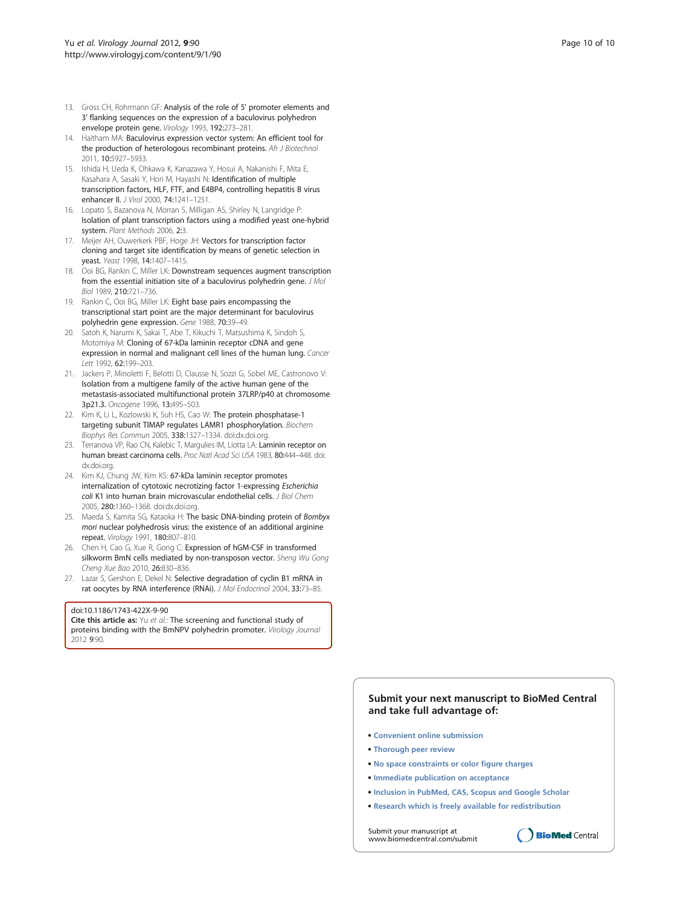13. Gross CH, Rohrmann GF: **Analysis of the role of 5' promoter elements and 3' flanking sequences on the expression of a baculovirus polyhedron envelope protein gene.** *Virology* 1993, **192:**273–281.
14. Haitham MA: **Baculovirus expression vector system: An efficient tool for the production of heterologous recombinant proteins.** *Afr J Biotechnol* 2011, **10:**5927–5933.
15. Ishida H, Ueda K, Ohkawa K, Kanazawa Y, Hosui A, Nakanishi F, Mita E, Kasahara A, Sasaki Y, Hori M, Hayashi N: **Identification of multiple transcription factors, HLF, FTF, and E4BP4, controlling hepatitis B virus enhancer II.** *J Virol* 2000, **74:**1241–1251.
16. Lopato S, Bazanova N, Morran S, Milligan AS, Shirley N, Langridge P: **Isolation of plant transcription factors using a modified yeast one-hybrid system.** *Plant Methods* 2006, **2:**3.
17. Meijer AH, Ouwerkerk PBF, Hoge JH: **Vectors for transcription factor cloning and target site identification by means of genetic selection in yeast.** *Yeast* 1998, **14:**1407–1415.
18. Ooi BG, Rankin C, Miller LK: **Downstream sequences augment transcription from the essential initiation site of a baculovirus polyhedrin gene.** *J Mol Biol* 1989, **210:**721–736.
19. Rankin C, Ooi BG, Miller LK: **Eight base pairs encompassing the transcriptional start point are the major determinant for baculovirus polyhedrin gene expression.** *Gene* 1988, **70:**39–49.
20. Satoh K, Narumi K, Sakai T, Abe T, Kikuchi T, Matsushima K, Sindoh S, Motomiya M: **Cloning of 67-kDa laminin receptor cDNA and gene expression in normal and malignant cell lines of the human lung.** *Cancer Lett* 1992, **62:**199–203.
21. Jackers P, Minoletti F, Belotti D, Clausse N, Sozzi G, Sobel ME, Castronovo V: **Isolation from a multigene family of the active human gene of the metastasis-associated multifunctional protein 37LRP/p40 at chromosome 3p21.3.** *Oncogene* 1996, **13:**495–503.
22. Kim K, Li L, Kozlowski K, Suh HS, Cao W: **The protein phosphatase-1 targeting subunit TIMAP regulates LAMR1 phosphorylation.** *Biochem Biophys Res Commun* 2005, **338:**1327–1334. doi:dx.doi.org.
23. Terranova VP, Rao CN, Kalebic T, Margulies IM, Liotta LA: **Laminin receptor on human breast carcinoma cells.** *Proc Natl Acad Sci USA* 1983, **80:**444–448. doi: dx.doi.org.
24. Kim KJ, Chung JW, Kim KS: **67-kDa laminin receptor promotes internalization of cytotoxic necrotizing factor 1-expressing *Escherichia coli* K1 into human brain microvascular endothelial cells.** *J Biol Chem* 2005, **280:**1360–1368. doi:dx.doi.org.
25. Maeda S, Kamita SG, Kataoka H: **The basic DNA-binding protein of *Bombyx mori* nuclear polyhedrosis virus: the existence of an additional arginine repeat.** *Virology* 1991, **180:**807–810.
26. Chen H, Cao G, Xue R, Gong C: **Expression of hGM-CSF in transformed silkworm BmN cells mediated by non-transposon vector.** *Sheng Wu Gong Cheng Xue Bao* 2010, **26:**830–836.
27. Lazar S, Gershon E, Dekel N: **Selective degradation of cyclin B1 mRNA in rat oocytes by RNA interference (RNAi).** *J Mol Endocrinol* 2004, **33:**73–85.

doi:10.1186/1743-422X-9-90
**Cite this article as:** Yu *et al.*: The screening and functional study of proteins binding with the BmNPV polyhedrin promoter. *Virology Journal* 2012 **9**:90.

**Submit your next manuscript to BioMed Central and take full advantage of:**

- **Convenient online submission**
- **Thorough peer review**
- **No space constraints or color figure charges**
- **Immediate publication on acceptance**
- **Inclusion in PubMed, CAS, Scopus and Google Scholar**
- **Research which is freely available for redistribution**

Submit your manuscript at
www.biomedcentral.com/submit

BioMed Central